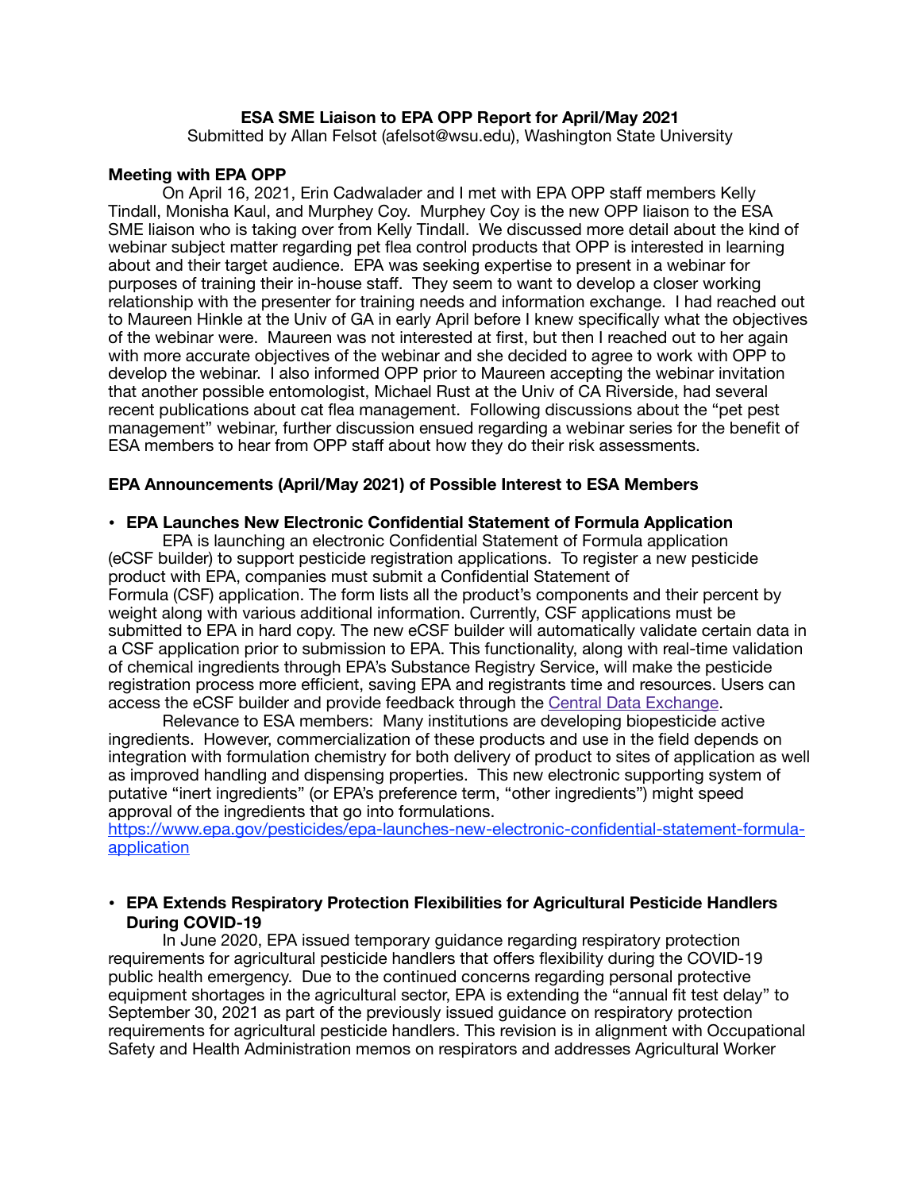**ESA SME Liaison to EPA OPP Report for April/May 2021**

Submitted by Allan Felsot (afelsot@wsu.edu), Washington State University

**Meeting with EPA OPP**

On April 16, 2021, Erin Cadwalader and I met with EPA OPP staff members Kelly Tindall, Monisha Kaul, and Murphey Coy. Murphey Coy is the new OPP liaison to the ESA SME liaison who is taking over from Kelly Tindall. We discussed more detail about the kind of webinar subject matter regarding pet flea control products that OPP is interested in learning about and their target audience. EPA was seeking expertise to present in a webinar for purposes of training their in-house staff. They seem to want to develop a closer working relationship with the presenter for training needs and information exchange. I had reached out to Maureen Hinkle at the Univ of GA in early April before I knew specifically what the objectives of the webinar were. Maureen was not interested at first, but then I reached out to her again with more accurate objectives of the webinar and she decided to agree to work with OPP to develop the webinar. I also informed OPP prior to Maureen accepting the webinar invitation that another possible entomologist, Michael Rust at the Univ of CA Riverside, had several recent publications about cat flea management. Following discussions about the "pet pest management" webinar, further discussion ensued regarding a webinar series for the benefit of ESA members to hear from OPP staff about how they do their risk assessments.

**EPA Announcements (April/May 2021) of Possible Interest to ESA Members**

- **EPA Launches New Electronic Confidential Statement of Formula Application**

  EPA is launching an electronic Confidential Statement of Formula application (eCSF builder) to support pesticide registration applications. To register a new pesticide product with EPA, companies must submit a Confidential Statement of Formula (CSF) application. The form lists all the product's components and their percent by weight along with various additional information. Currently, CSF applications must be submitted to EPA in hard copy. The new eCSF builder will automatically validate certain data in a CSF application prior to submission to EPA. This functionality, along with real-time validation of chemical ingredients through EPA's Substance Registry Service, will make the pesticide registration process more efficient, saving EPA and registrants time and resources. Users can access the eCSF builder and provide feedback through the Central Data Exchange.

  Relevance to ESA members: Many institutions are developing biopesticide active ingredients. However, commercialization of these products and use in the field depends on integration with formulation chemistry for both delivery of product to sites of application as well as improved handling and dispensing properties. This new electronic supporting system of putative "inert ingredients" (or EPA's preference term, "other ingredients") might speed approval of the ingredients that go into formulations.
  https://www.epa.gov/pesticides/epa-launches-new-electronic-confidential-statement-formula-application

- **EPA Extends Respiratory Protection Flexibilities for Agricultural Pesticide Handlers During COVID-19**

  In June 2020, EPA issued temporary guidance regarding respiratory protection requirements for agricultural pesticide handlers that offers flexibility during the COVID-19 public health emergency. Due to the continued concerns regarding personal protective equipment shortages in the agricultural sector, EPA is extending the "annual fit test delay" to September 30, 2021 as part of the previously issued guidance on respiratory protection requirements for agricultural pesticide handlers. This revision is in alignment with Occupational Safety and Health Administration memos on respirators and addresses Agricultural Worker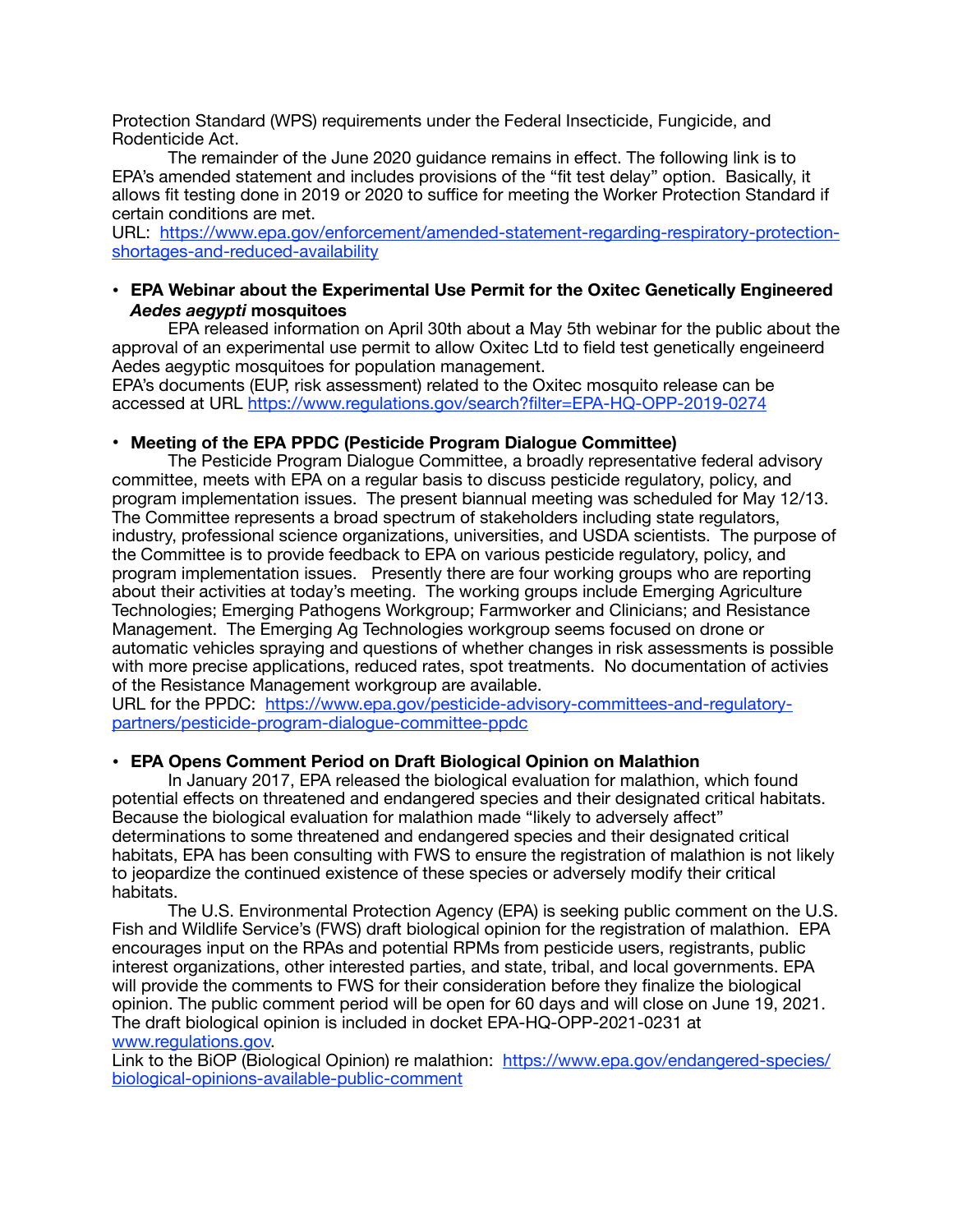Protection Standard (WPS) requirements under the Federal Insecticide, Fungicide, and Rodenticide Act.

The remainder of the June 2020 guidance remains in effect. The following link is to EPA's amended statement and includes provisions of the "fit test delay" option. Basically, it allows fit testing done in 2019 or 2020 to suffice for meeting the Worker Protection Standard if certain conditions are met.

URL: [https://www.epa.gov/enforcement/amended-statement-regarding-respiratory-protection-shortages-and-reduced-availability](https://www.epa.gov/enforcement/amended-statement-regarding-respiratory-protection-shortages-and-reduced-availability)

- **EPA Webinar about the Experimental Use Permit for the Oxitec Genetically Engineered *Aedes aegypti* mosquitoes**

EPA released information on April 30th about a May 5th webinar for the public about the approval of an experimental use permit to allow Oxitec Ltd to field test genetically engeineerd Aedes aegyptic mosquitoes for population management.

EPA's documents (EUP, risk assessment) related to the Oxitec mosquito release can be accessed at URL [https://www.regulations.gov/search?filter=EPA-HQ-OPP-2019-0274](https://www.regulations.gov/search?filter=EPA-HQ-OPP-2019-0274)

- **Meeting of the EPA PPDC (Pesticide Program Dialogue Committee)**

The Pesticide Program Dialogue Committee, a broadly representative federal advisory committee, meets with EPA on a regular basis to discuss pesticide regulatory, policy, and program implementation issues. The present biannual meeting was scheduled for May 12/13. The Committee represents a broad spectrum of stakeholders including state regulators, industry, professional science organizations, universities, and USDA scientists. The purpose of the Committee is to provide feedback to EPA on various pesticide regulatory, policy, and program implementation issues. Presently there are four working groups who are reporting about their activities at today's meeting. The working groups include Emerging Agriculture Technologies; Emerging Pathogens Workgroup; Farmworker and Clinicians; and Resistance Management. The Emerging Ag Technologies workgroup seems focused on drone or automatic vehicles spraying and questions of whether changes in risk assessments is possible with more precise applications, reduced rates, spot treatments. No documentation of activies of the Resistance Management workgroup are available.

URL for the PPDC: [https://www.epa.gov/pesticide-advisory-committees-and-regulatory-partners/pesticide-program-dialogue-committee-ppdc](https://www.epa.gov/pesticide-advisory-committees-and-regulatory-partners/pesticide-program-dialogue-committee-ppdc)

- **EPA Opens Comment Period on Draft Biological Opinion on Malathion**

In January 2017, EPA released the biological evaluation for malathion, which found potential effects on threatened and endangered species and their designated critical habitats. Because the biological evaluation for malathion made "likely to adversely affect" determinations to some threatened and endangered species and their designated critical habitats, EPA has been consulting with FWS to ensure the registration of malathion is not likely to jeopardize the continued existence of these species or adversely modify their critical habitats.

The U.S. Environmental Protection Agency (EPA) is seeking public comment on the U.S. Fish and Wildlife Service's (FWS) draft biological opinion for the registration of malathion. EPA encourages input on the RPAs and potential RPMs from pesticide users, registrants, public interest organizations, other interested parties, and state, tribal, and local governments. EPA will provide the comments to FWS for their consideration before they finalize the biological opinion. The public comment period will be open for 60 days and will close on June 19, 2021. The draft biological opinion is included in docket EPA-HQ-OPP-2021-0231 at [www.regulations.gov](http://www.regulations.gov).

Link to the BiOP (Biological Opinion) re malathion: [https://www.epa.gov/endangered-species/biological-opinions-available-public-comment](https://www.epa.gov/endangered-species/biological-opinions-available-public-comment)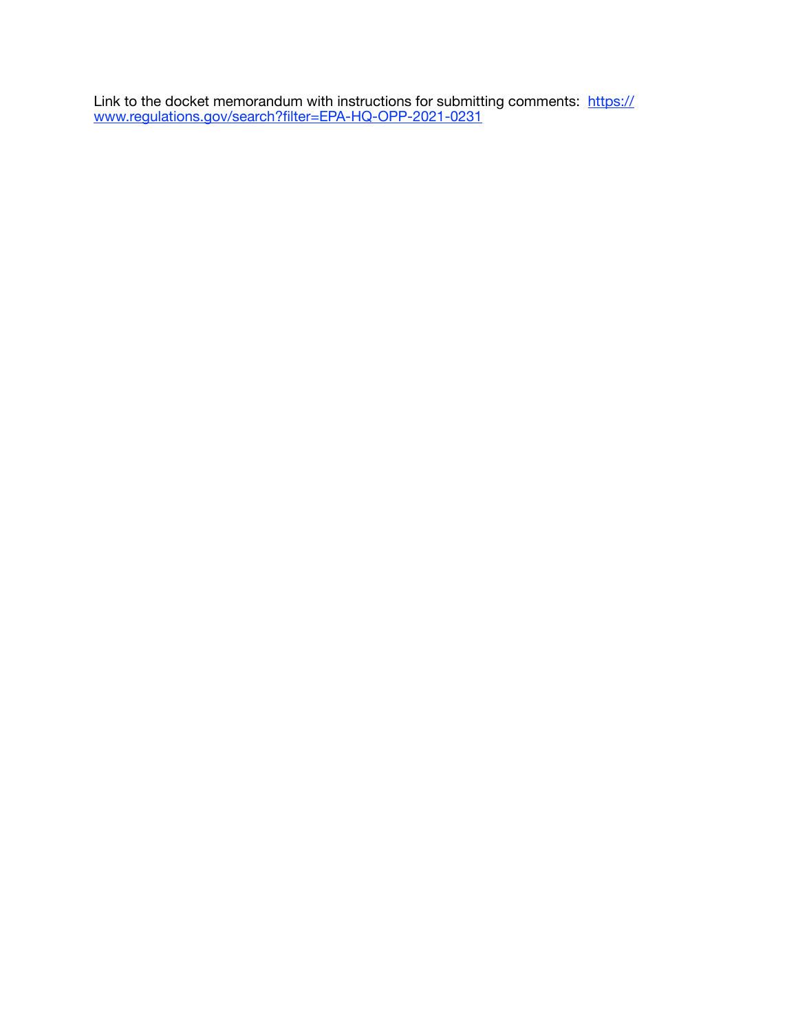Link to the docket memorandum with instructions for submitting comments: [https://www.regulations.gov/search?filter=EPA-HQ-OPP-2021-0231](https://www.regulations.gov/search?filter=EPA-HQ-OPP-2021-0231)